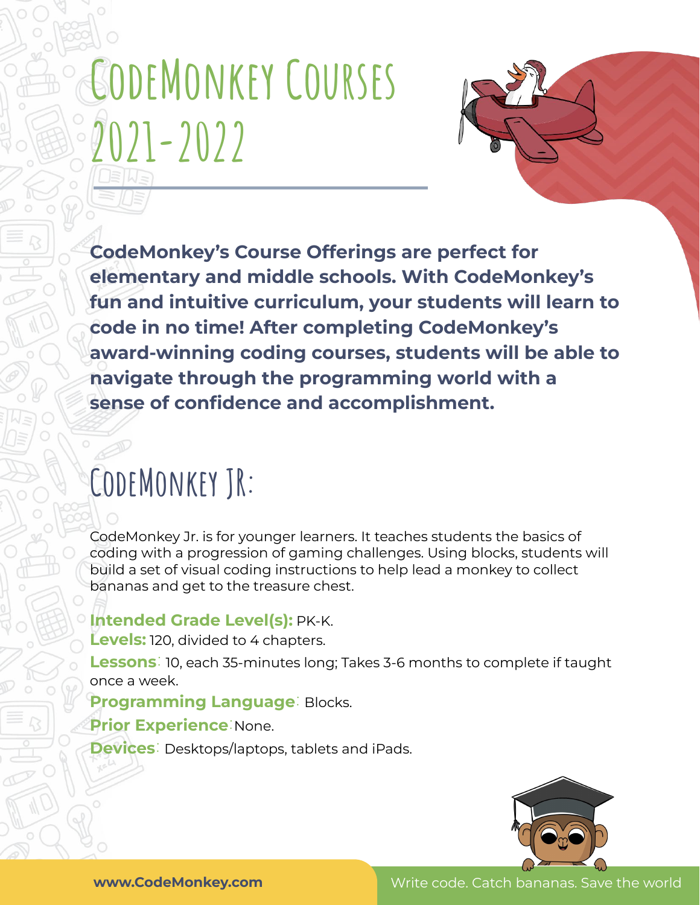# CodeMonkey Courses 2021-2022

**CodeMonkey's Course Offerings are perfect for elementary and middle schools. With CodeMonkey's fun and intuitive curriculum, your students will learn to code in no time! After completing CodeMonkey's award-winning coding courses, students will be able to navigate through the programming world with a sense of confidence and accomplishment.**

## CodeMonkey Jr:

CodeMonkey Jr. is for younger learners. It teaches students the basics of coding with a progression of gaming challenges. Using blocks, students will build a set of visual coding instructions to help lead a monkey to collect bananas and get to the treasure chest.

**Intended Grade Level(s):** PK-K.

**Levels:** 120, divided to 4 chapters.

**Lessons**: 10, each 35-minutes long; Takes 3-6 months to complete if taught once a week.

**Programming Language**: Blocks.

**Prior Experience**: None.

**Devices**: Desktops/laptops, tablets and iPads.

www.CodeMonkey.com

Write code. Catch bananas. Save the world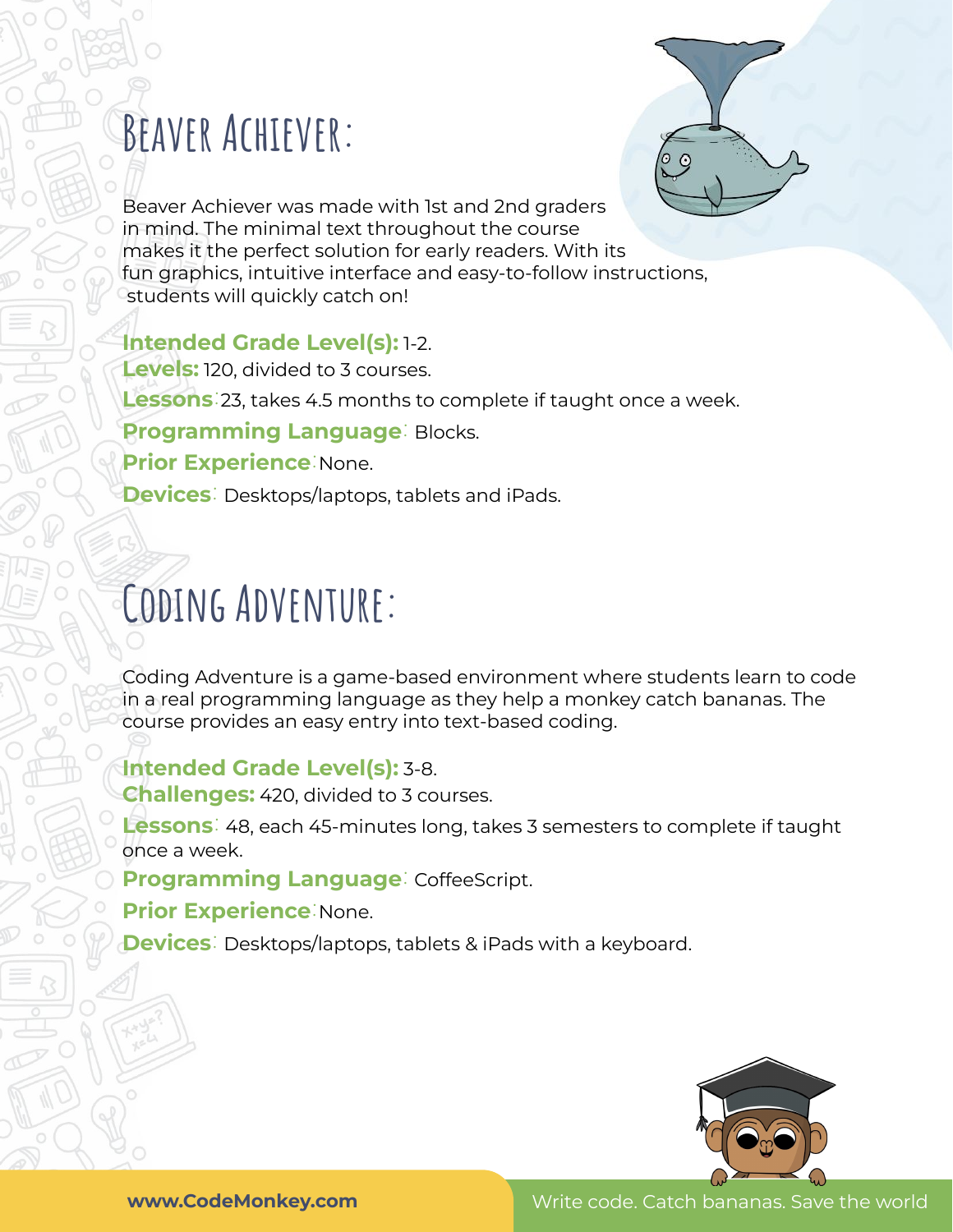# Beaver Achiever:

Beaver Achiever was made with 1st and 2nd graders in mind. The minimal text throughout the course makes it the perfect solution for early readers. With its fun graphics, intuitive interface and easy-to-follow instructions, students will quickly catch on!

**Intended Grade Level(s):** 1-2.

**Levels:** 120, divided to 3 courses.

**Lessons**: 23, takes 4.5 months to complete if taught once a week.

**Programming Language**: Blocks.

**Prior Experience**: None.

**Devices**: Desktops/laptops, tablets and iPads.

# Coding Adventure:

Coding Adventure is a game-based environment where students learn to code in a real programming language as they help a monkey catch bananas. The course provides an easy entry into text-based coding.

**Intended Grade Level(s):** 3-8.

**Challenges:** 420, divided to 3 courses.

**Lessons**: 48, each 45-minutes long, takes 3 semesters to complete if taught once a week.

**Programming Language**: CoffeeScript.

**Prior Experience**: None.

**Devices**: Desktops/laptops, tablets & iPads with a keyboard.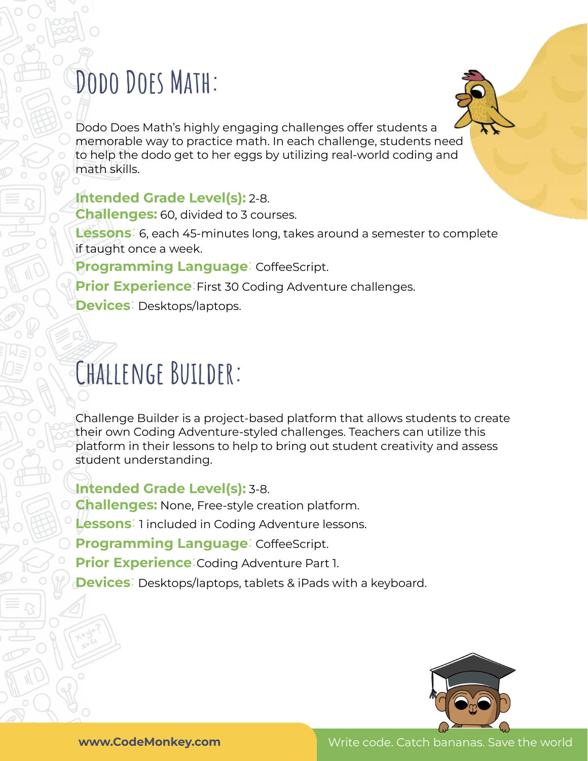# Dodo Does Math:

Dodo Does Math's highly engaging challenges offer students a memorable way to practice math. In each challenge, students need to help the dodo get to her eggs by utilizing real-world coding and math skills.

**Intended Grade Level(s):** 2-8.
**Challenges:** 60, divided to 3 courses.
**Lessons**: 6, each 45-minutes long, takes around a semester to complete if taught once a week.
**Programming Language**: CoffeeScript.
**Prior Experience**: First 30 Coding Adventure challenges.
**Devices**: Desktops/laptops.

# Challenge Builder:

Challenge Builder is a project-based platform that allows students to create their own Coding Adventure-styled challenges. Teachers can utilize this platform in their lessons to help to bring out student creativity and assess student understanding.

**Intended Grade Level(s):** 3-8.
**Challenges:** None, Free-style creation platform.
**Lessons**: 1 included in Coding Adventure lessons.
**Programming Language**: CoffeeScript.
**Prior Experience**: Coding Adventure Part 1.
**Devices**: Desktops/laptops, tablets & iPads with a keyboard.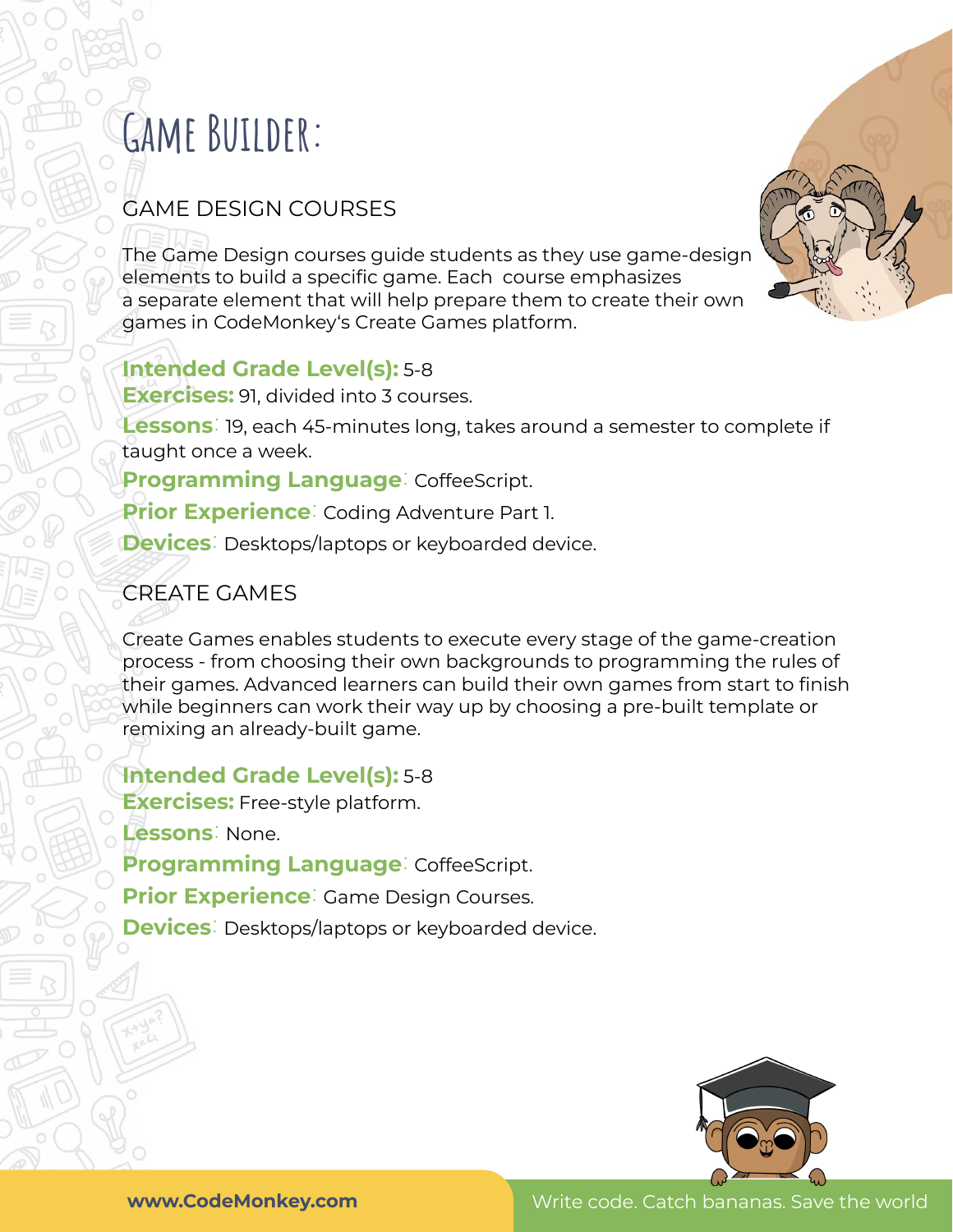# Game Builder:

## GAME DESIGN COURSES

The Game Design courses guide students as they use game-design elements to build a specific game. Each course emphasizes a separate element that will help prepare them to create their own games in CodeMonkey's Create Games platform.

**Intended Grade Level(s):** 5-8

**Exercises:** 91, divided into 3 courses.

**Lessons**: 19, each 45-minutes long, takes around a semester to complete if taught once a week.

**Programming Language**: CoffeeScript.

**Prior Experience**: Coding Adventure Part 1.

**Devices**: Desktops/laptops or keyboarded device.

## CREATE GAMES

Create Games enables students to execute every stage of the game-creation process - from choosing their own backgrounds to programming the rules of their games. Advanced learners can build their own games from start to finish while beginners can work their way up by choosing a pre-built template or remixing an already-built game.

**Intended Grade Level(s):** 5-8

**Exercises:** Free-style platform.

**Lessons**: None.

**Programming Language**: CoffeeScript.

**Prior Experience**: Game Design Courses.

**Devices**: Desktops/laptops or keyboarded device.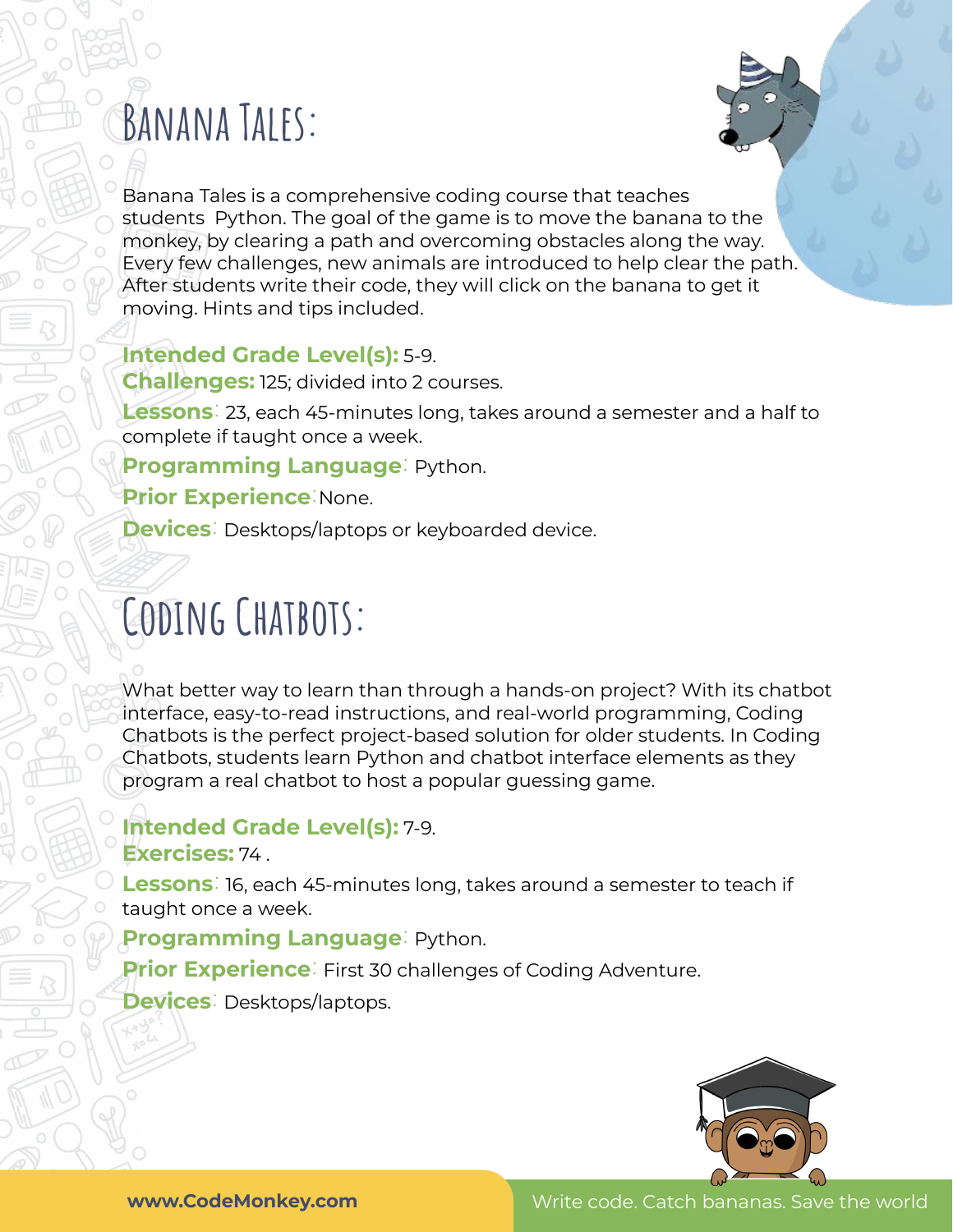# Banana Tales:

Banana Tales is a comprehensive coding course that teaches students Python. The goal of the game is to move the banana to the monkey, by clearing a path and overcoming obstacles along the way. Every few challenges, new animals are introduced to help clear the path. After students write their code, they will click on the banana to get it moving. Hints and tips included.

**Intended Grade Level(s):** 5-9.

**Challenges:** 125; divided into 2 courses.

**Lessons**: 23, each 45-minutes long, takes around a semester and a half to complete if taught once a week.

**Programming Language**: Python.

**Prior Experience**: None.

**Devices**: Desktops/laptops or keyboarded device.

# Coding Chatbots:

What better way to learn than through a hands-on project? With its chatbot interface, easy-to-read instructions, and real-world programming, Coding Chatbots is the perfect project-based solution for older students. In Coding Chatbots, students learn Python and chatbot interface elements as they program a real chatbot to host a popular guessing game.

**Intended Grade Level(s):** 7-9.

**Exercises:** 74 .

**Lessons**: 16, each 45-minutes long, takes around a semester to teach if taught once a week.

**Programming Language**: Python.

**Prior Experience**: First 30 challenges of Coding Adventure.

**Devices**: Desktops/laptops.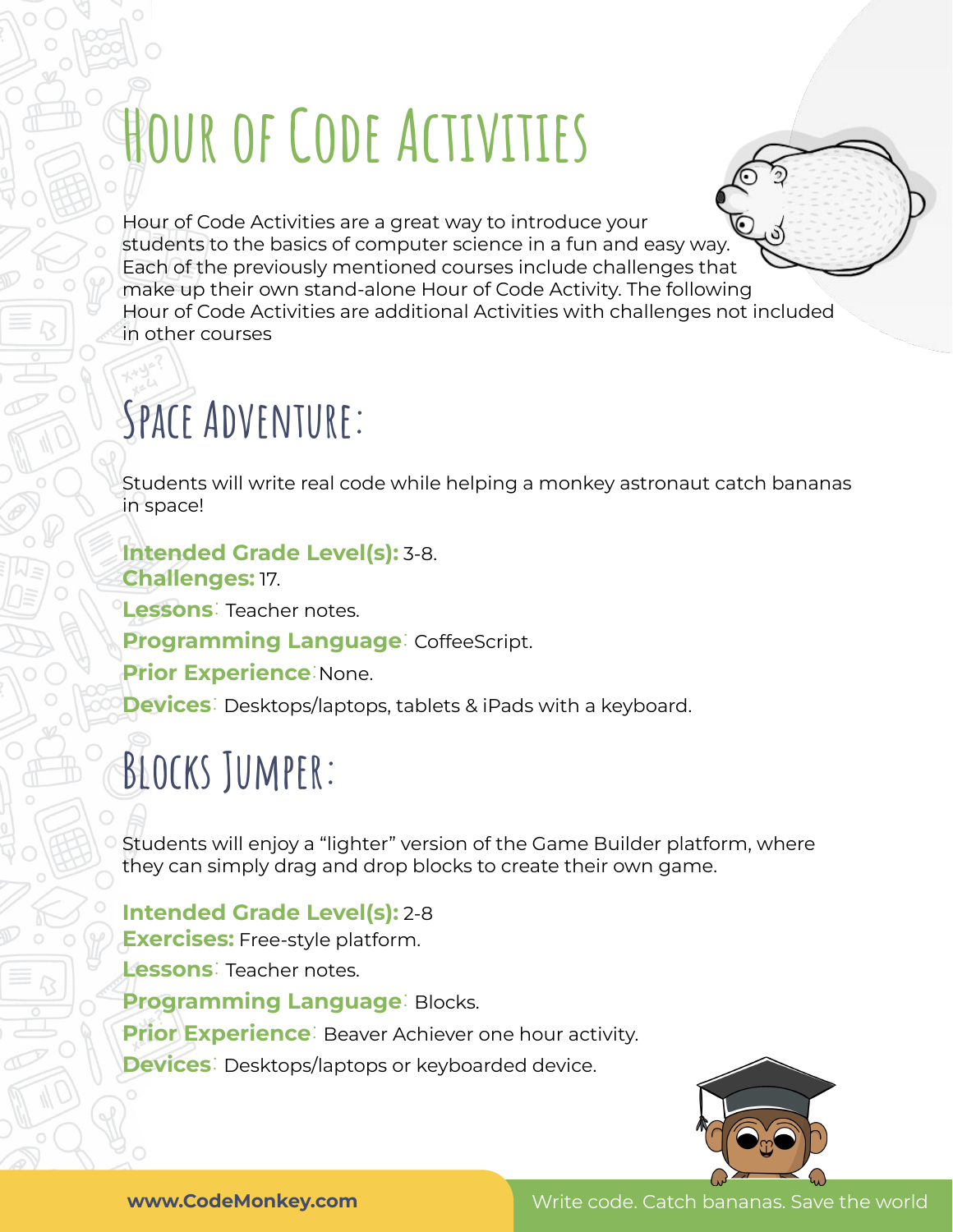# Hour of Code Activities

Hour of Code Activities are a great way to introduce your students to the basics of computer science in a fun and easy way. Each of the previously mentioned courses include challenges that make up their own stand-alone Hour of Code Activity. The following Hour of Code Activities are additional Activities with challenges not included in other courses

## Space Adventure:

Students will write real code while helping a monkey astronaut catch bananas in space!

**Intended Grade Level(s):** 3-8.
**Challenges:** 17.
**Lessons**: Teacher notes.
**Programming Language**: CoffeeScript.
**Prior Experience**: None.
**Devices**: Desktops/laptops, tablets & iPads with a keyboard.

## Blocks Jumper:

Students will enjoy a "lighter" version of the Game Builder platform, where they can simply drag and drop blocks to create their own game.

**Intended Grade Level(s):** 2-8
**Exercises:** Free-style platform.
**Lessons**: Teacher notes.
**Programming Language**: Blocks.
**Prior Experience**: Beaver Achiever one hour activity.
**Devices**: Desktops/laptops or keyboarded device.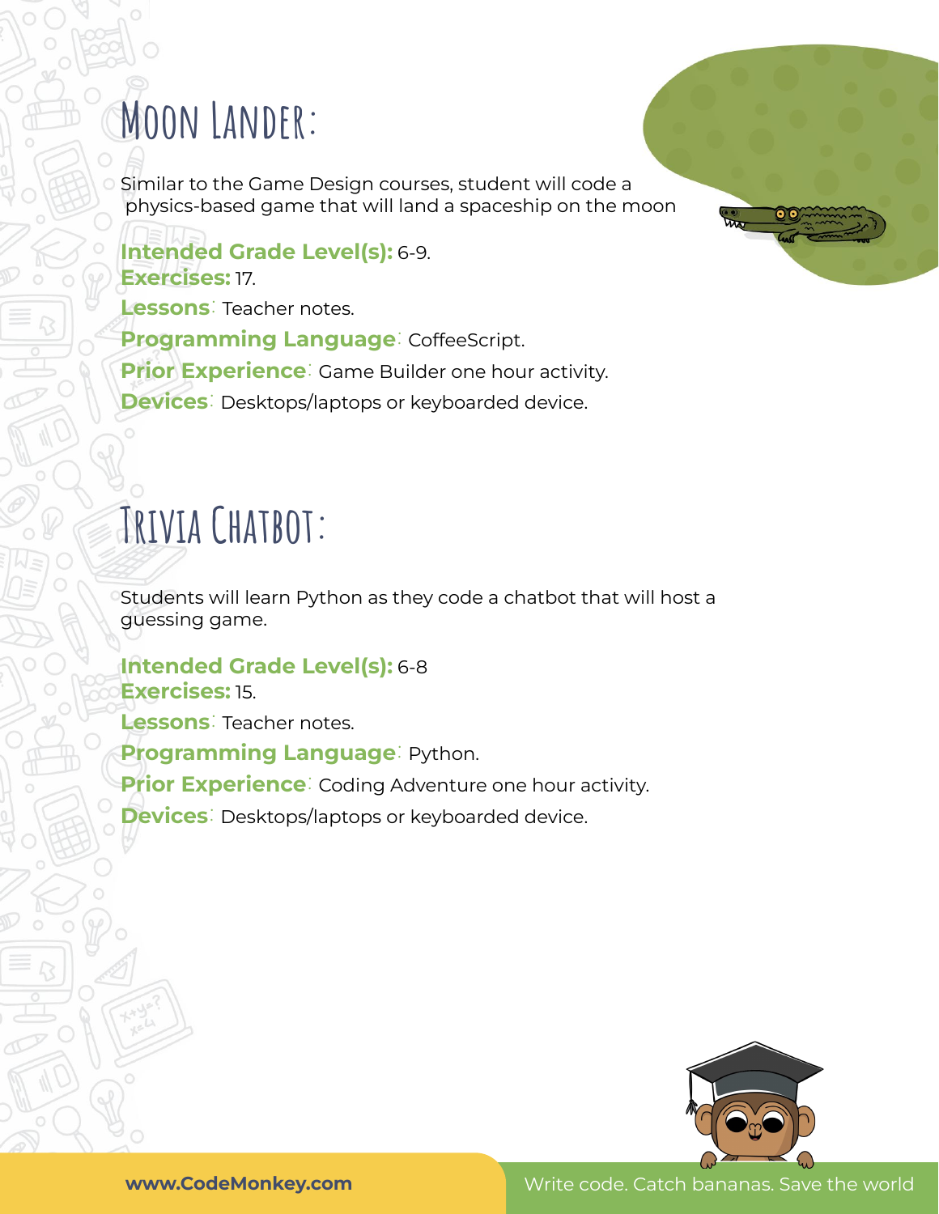## Moon Lander:

Similar to the Game Design courses, student will code a physics-based game that will land a spaceship on the moon

**Intended Grade Level(s):** 6-9.
**Exercises:** 17.
**Lessons**: Teacher notes.
**Programming Language**: CoffeeScript.
**Prior Experience**: Game Builder one hour activity.
**Devices**: Desktops/laptops or keyboarded device.

## Trivia Chatbot:

Students will learn Python as they code a chatbot that will host a guessing game.

**Intended Grade Level(s):** 6-8
**Exercises:** 15.
**Lessons**: Teacher notes.
**Programming Language**: Python.
**Prior Experience**: Coding Adventure one hour activity.
**Devices**: Desktops/laptops or keyboarded device.